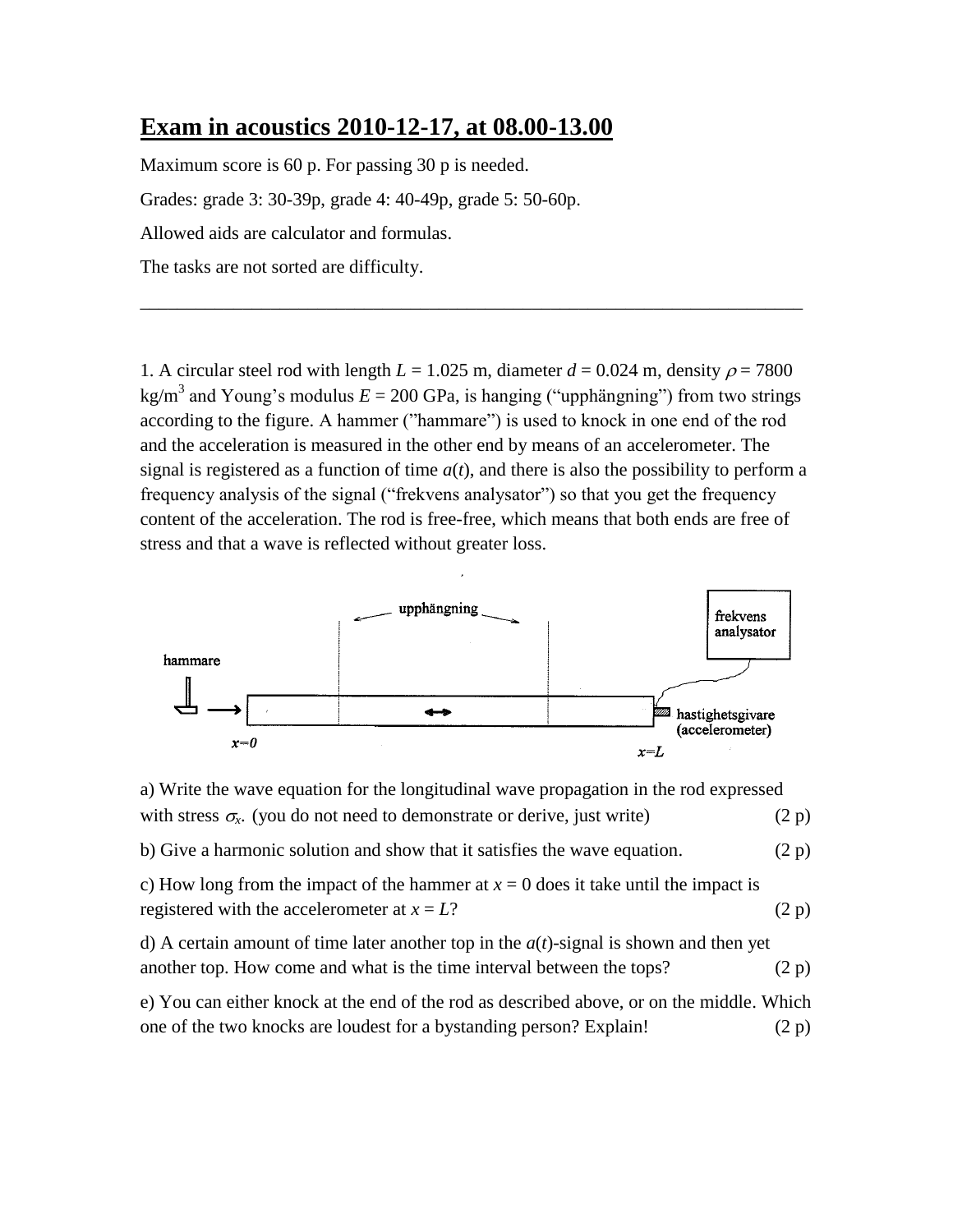# Exam in acoustics 2010-12-17, at 08.00-13.00

Maximum score is 60 p. For passing 30 p is needed.

Grades: grade 3: 30-39p, grade 4: 40-49p, grade 5: 50-60p.

Allowed aids are calculator and formulas.

The tasks are not sorted are difficulty.

---

1. A circular steel rod with length $L$ = 1.025 m, diameter $d$ = 0.024 m, density $\rho$ = 7800 kg/m$^3$ and Young's modulus $E$ = 200 GPa, is hanging ("upphängning") from two strings according to the figure. A hammer ("hammare") is used to knock in one end of the rod and the acceleration is measured in the other end by means of an accelerometer. The signal is registered as a function of time $a(t)$, and there is also the possibility to perform a frequency analysis of the signal ("frekvens analysator") so that you get the frequency content of the acceleration. The rod is free-free, which means that both ends are free of stress and that a wave is reflected without greater loss.

upphängning

frekvens analysator

hammare

hastighetsgivare (accelerometer)

$x=0$ $x=L$

a) Write the wave equation for the longitudinal wave propagation in the rod expressed with stress $\sigma_x$. (you do not need to demonstrate or derive, just write) (2 p)

b) Give a harmonic solution and show that it satisfies the wave equation. (2 p)

c) How long from the impact of the hammer at $x$ = 0 does it take until the impact is registered with the accelerometer at $x$ = $L$? (2 p)

d) A certain amount of time later another top in the $a(t)$-signal is shown and then yet another top. How come and what is the time interval between the tops? (2 p)

e) You can either knock at the end of the rod as described above, or on the middle. Which one of the two knocks are loudest for a bystanding person? Explain! (2 p)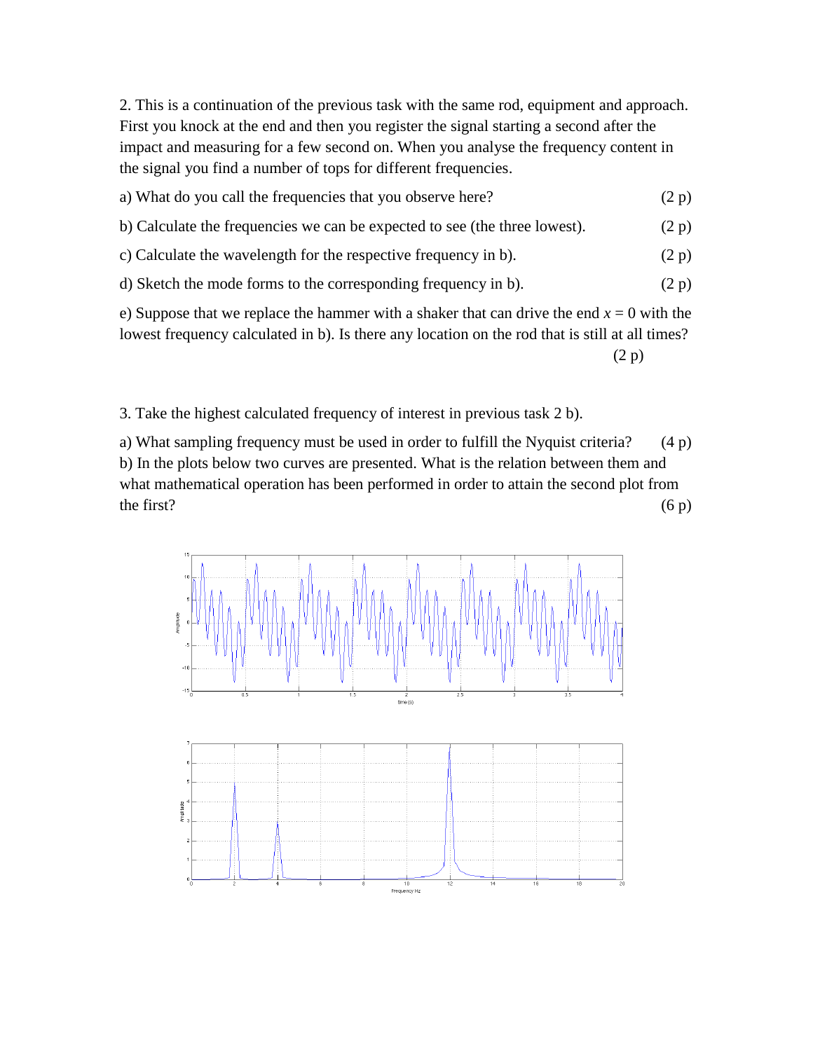2. This is a continuation of the previous task with the same rod, equipment and approach. First you knock at the end and then you register the signal starting a second after the impact and measuring for a few second on. When you analyse the frequency content in the signal you find a number of tops for different frequencies.

a) What do you call the frequencies that you observe here? (2 p)

b) Calculate the frequencies we can be expected to see (the three lowest). (2 p)

c) Calculate the wavelength for the respective frequency in b). (2 p)

d) Sketch the mode forms to the corresponding frequency in b). (2 p)

e) Suppose that we replace the hammer with a shaker that can drive the end $x = 0$ with the lowest frequency calculated in b). Is there any location on the rod that is still at all times? (2 p)

3. Take the highest calculated frequency of interest in previous task 2 b).

a) What sampling frequency must be used in order to fulfill the Nyquist criteria? (4 p)

b) In the plots below two curves are presented. What is the relation between them and what mathematical operation has been performed in order to attain the second plot from the first? (6 p)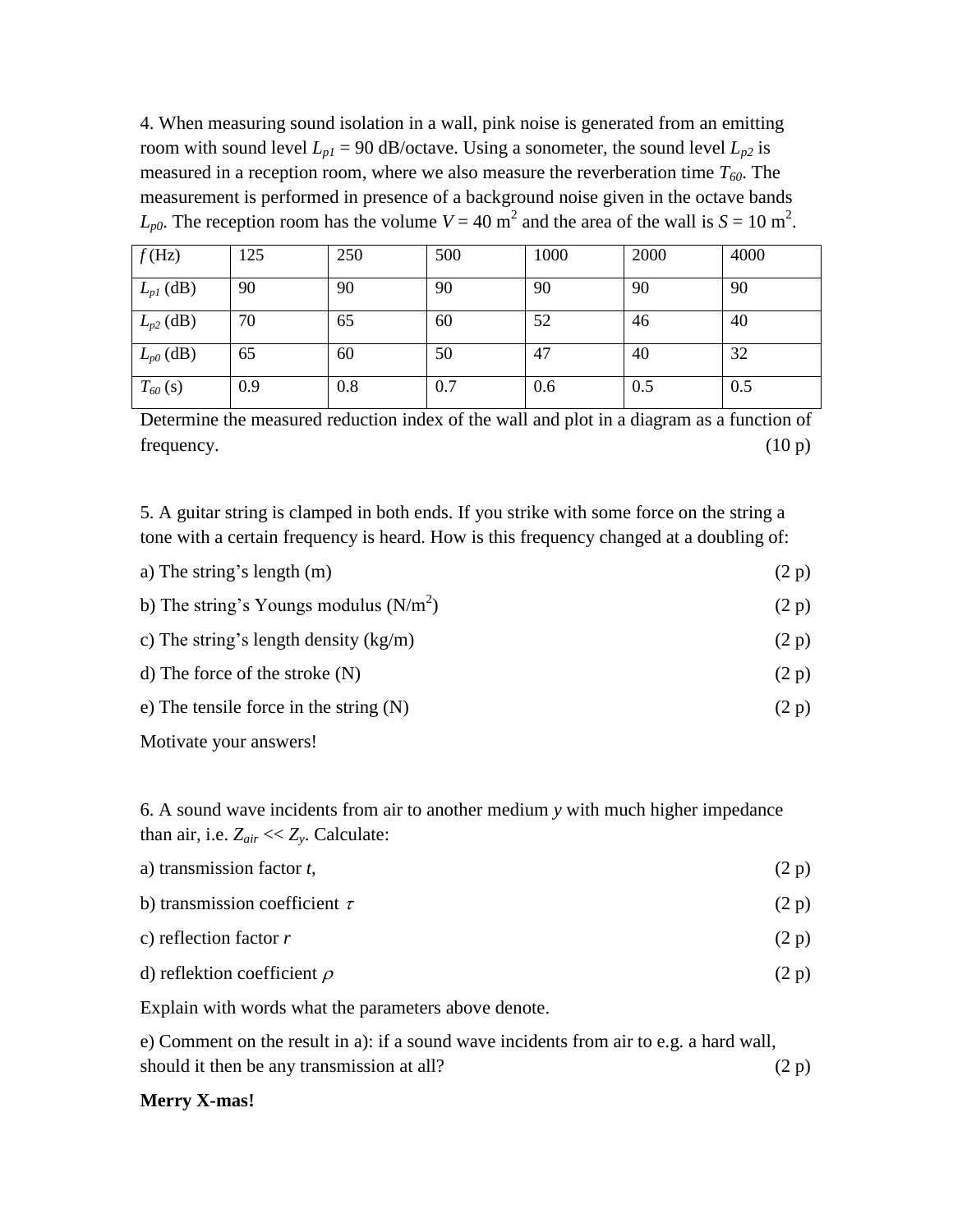4. When measuring sound isolation in a wall, pink noise is generated from an emitting room with sound level $L_{p1}$ = 90 dB/octave. Using a sonometer, the sound level $L_{p2}$ is measured in a reception room, where we also measure the reverberation time $T_{60}$. The measurement is performed in presence of a background noise given in the octave bands $L_{p0}$. The reception room has the volume $V$ = 40 m$^2$ and the area of the wall is $S$ = 10 m$^2$.

| $f$ (Hz) | 125 | 250 | 500 | 1000 | 2000 | 4000 |
|---|---|---|---|---|---|---|
| $L_{p1}$ (dB) | 90 | 90 | 90 | 90 | 90 | 90 |
| $L_{p2}$ (dB) | 70 | 65 | 60 | 52 | 46 | 40 |
| $L_{p0}$ (dB) | 65 | 60 | 50 | 47 | 40 | 32 |
| $T_{60}$ (s) | 0.9 | 0.8 | 0.7 | 0.6 | 0.5 | 0.5 |

Determine the measured reduction index of the wall and plot in a diagram as a function of frequency. (10 p)

5. A guitar string is clamped in both ends. If you strike with some force on the string a tone with a certain frequency is heard. How is this frequency changed at a doubling of:

a) The string's length (m) (2 p)

b) The string's Youngs modulus (N/m$^2$) (2 p)

c) The string's length density (kg/m) (2 p)

d) The force of the stroke (N) (2 p)

e) The tensile force in the string (N) (2 p)

Motivate your answers!

6. A sound wave incidents from air to another medium $y$ with much higher impedance than air, i.e. $Z_{air} << Z_y$. Calculate:

a) transmission factor $t$, (2 p)

b) transmission coefficient $\tau$ (2 p)

c) reflection factor $r$ (2 p)

d) reflektion coefficient $\rho$ (2 p)

Explain with words what the parameters above denote.

e) Comment on the result in a): if a sound wave incidents from air to e.g. a hard wall, should it then be any transmission at all? (2 p)

**Merry X-mas!**